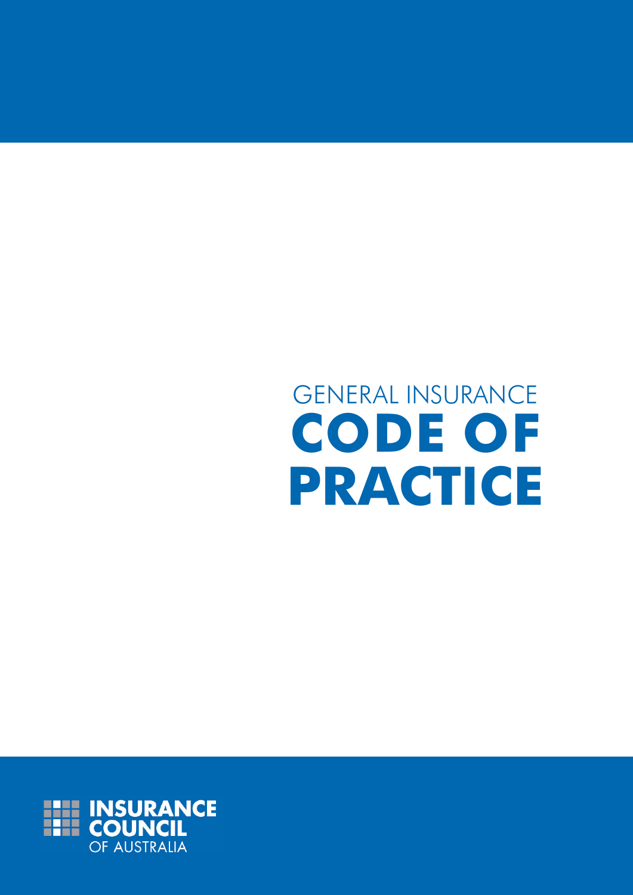# GENERAL INSURANCE CODE OF PRACTICE

INSURANCE COUNCIL OF AUSTRALIA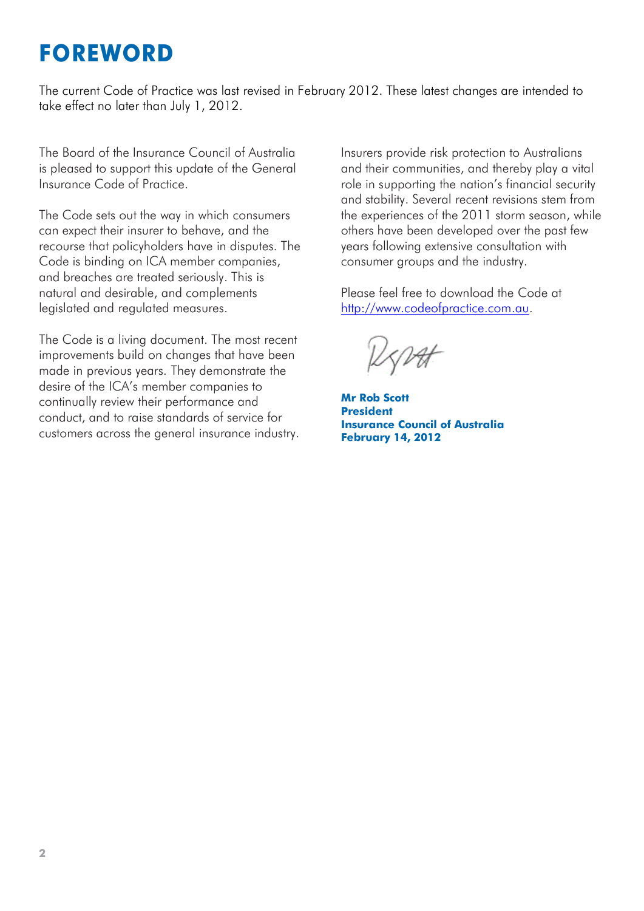# FOREWORD

The current Code of Practice was last revised in February 2012. These latest changes are intended to take effect no later than July 1, 2012.

The Board of the Insurance Council of Australia is pleased to support this update of the General Insurance Code of Practice.

The Code sets out the way in which consumers can expect their insurer to behave, and the recourse that policyholders have in disputes. The Code is binding on ICA member companies, and breaches are treated seriously. This is natural and desirable, and complements legislated and regulated measures.

The Code is a living document. The most recent improvements build on changes that have been made in previous years. They demonstrate the desire of the ICA's member companies to continually review their performance and conduct, and to raise standards of service for customers across the general insurance industry.

Insurers provide risk protection to Australians and their communities, and thereby play a vital role in supporting the nation's financial security and stability. Several recent revisions stem from the experiences of the 2011 storm season, while others have been developed over the past few years following extensive consultation with consumer groups and the industry.

Please feel free to download the Code at http://www.codeofpractice.com.au.

**Mr Rob Scott**
**President**
**Insurance Council of Australia**
**February 14, 2012**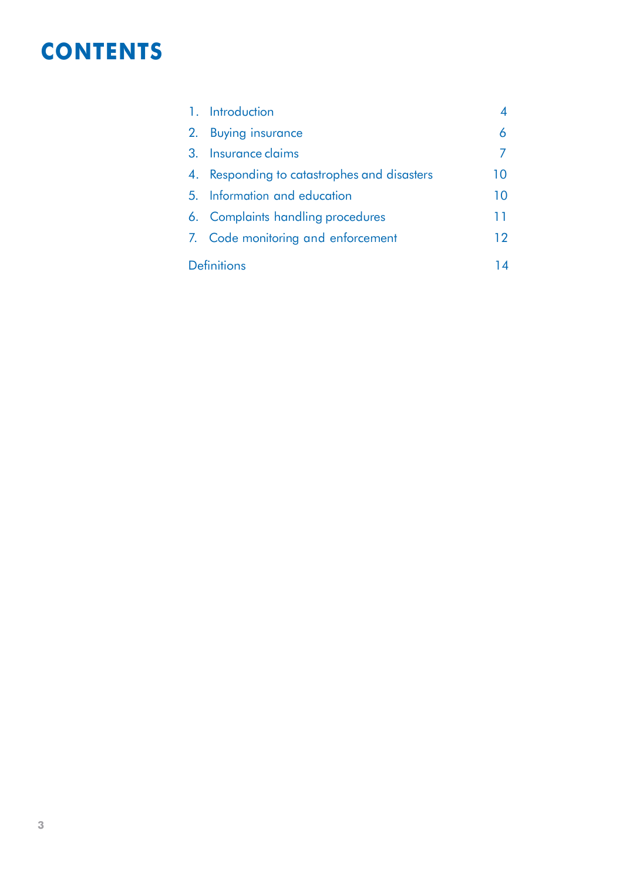# CONTENTS

| | |
|---|---|
| 1. Introduction | 4 |
| 2. Buying insurance | 6 |
| 3. Insurance claims | 7 |
| 4. Responding to catastrophes and disasters | 10 |
| 5. Information and education | 10 |
| 6. Complaints handling procedures | 11 |
| 7. Code monitoring and enforcement | 12 |
| Definitions | 14 |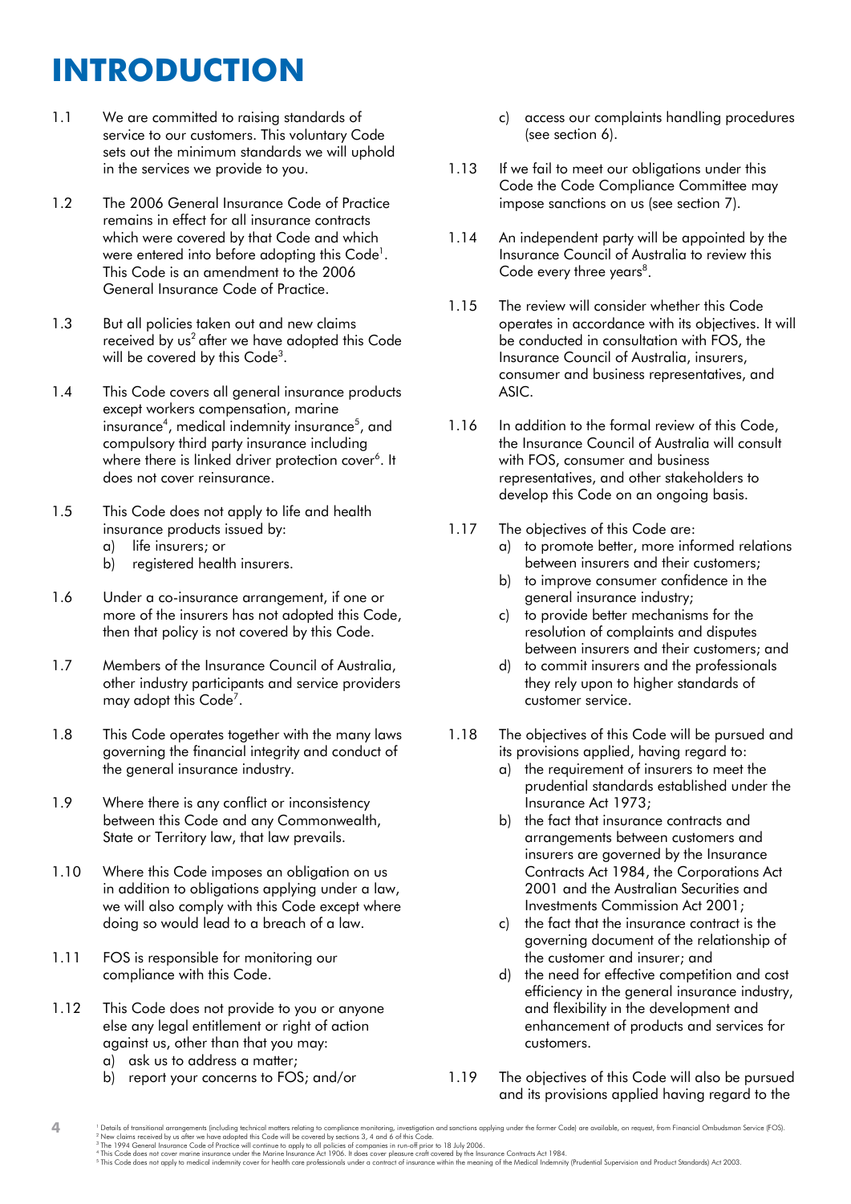# INTRODUCTION

1.1 We are committed to raising standards of service to our customers. This voluntary Code sets out the minimum standards we will uphold in the services we provide to you.

1.2 The 2006 General Insurance Code of Practice remains in effect for all insurance contracts which were covered by that Code and which were entered into before adopting this Code[1]. This Code is an amendment to the 2006 General Insurance Code of Practice.

1.3 But all policies taken out and new claims received by us[2] after we have adopted this Code will be covered by this Code[3].

1.4 This Code covers all general insurance products except workers compensation, marine insurance[4], medical indemnity insurance[5], and compulsory third party insurance including where there is linked driver protection cover[6]. It does not cover reinsurance.

1.5 This Code does not apply to life and health insurance products issued by:
  a) life insurers; or
  b) registered health insurers.

1.6 Under a co-insurance arrangement, if one or more of the insurers has not adopted this Code, then that policy is not covered by this Code.

1.7 Members of the Insurance Council of Australia, other industry participants and service providers may adopt this Code[7].

1.8 This Code operates together with the many laws governing the financial integrity and conduct of the general insurance industry.

1.9 Where there is any conflict or inconsistency between this Code and any Commonwealth, State or Territory law, that law prevails.

1.10 Where this Code imposes an obligation on us in addition to obligations applying under a law, we will also comply with this Code except where doing so would lead to a breach of a law.

1.11 FOS is responsible for monitoring our compliance with this Code.

1.12 This Code does not provide to you or anyone else any legal entitlement or right of action against us, other than that you may:
  a) ask us to address a matter;
  b) report your concerns to FOS; and/or
  c) access our complaints handling procedures (see section 6).

1.13 If we fail to meet our obligations under this Code the Code Compliance Committee may impose sanctions on us (see section 7).

1.14 An independent party will be appointed by the Insurance Council of Australia to review this Code every three years[8].

1.15 The review will consider whether this Code operates in accordance with its objectives. It will be conducted in consultation with FOS, the Insurance Council of Australia, insurers, consumer and business representatives, and ASIC.

1.16 In addition to the formal review of this Code, the Insurance Council of Australia will consult with FOS, consumer and business representatives, and other stakeholders to develop this Code on an ongoing basis.

1.17 The objectives of this Code are:
  a) to promote better, more informed relations between insurers and their customers;
  b) to improve consumer confidence in the general insurance industry;
  c) to provide better mechanisms for the resolution of complaints and disputes between insurers and their customers; and
  d) to commit insurers and the professionals they rely upon to higher standards of customer service.

1.18 The objectives of this Code will be pursued and its provisions applied, having regard to:
  a) the requirement of insurers to meet the prudential standards established under the Insurance Act 1973;
  b) the fact that insurance contracts and arrangements between customers and insurers are governed by the Insurance Contracts Act 1984, the Corporations Act 2001 and the Australian Securities and Investments Commission Act 2001;
  c) the fact that the insurance contract is the governing document of the relationship of the customer and insurer; and
  d) the need for effective competition and cost efficiency in the general insurance industry, and flexibility in the development and enhancement of products and services for customers.

1.19 The objectives of this Code will also be pursued and its provisions applied having regard to the

[1] Details of transitional arrangements (including technical matters relating to compliance monitoring, investigation and sanctions applying under the former Code) are available, on request, from Financial Ombudsman Service (FOS).
[2] New claims received by us after we have adopted this Code will be covered by sections 3, 4 and 6 of this Code.
[3] The 1994 General Insurance Code of Practice will continue to apply to all policies of companies in run-off prior to 18 July 2006.
[4] This Code does not cover marine insurance under the Marine Insurance Act 1906. It does cover pleasure craft covered by the Insurance Contracts Act 1984.
[5] This Code does not apply to medical indemnity cover for health care professionals under a contract of insurance within the meaning of the Medical Indemnity (Prudential Supervision and Product Standards) Act 2003.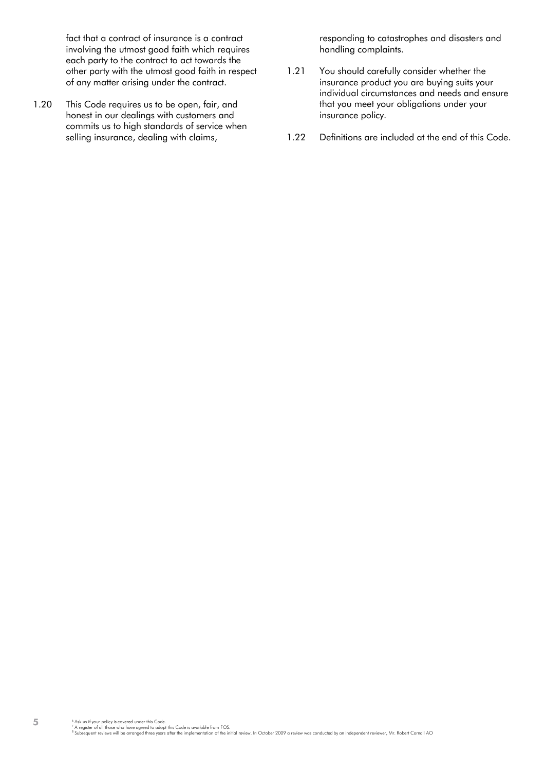fact that a contract of insurance is a contract involving the utmost good faith which requires each party to the contract to act towards the other party with the utmost good faith in respect of any matter arising under the contract.

1.20 This Code requires us to be open, fair, and honest in our dealings with customers and commits us to high standards of service when selling insurance, dealing with claims, responding to catastrophes and disasters and handling complaints.

1.21 You should carefully consider whether the insurance product you are buying suits your individual circumstances and needs and ensure that you meet your obligations under your insurance policy.

1.22 Definitions are included at the end of this Code.

[6] Ask us if your policy is covered under this Code.
[7] A register of all those who have agreed to adopt this Code is available from FOS.
[8] Subsequent reviews will be arranged three years after the implementation of the initial review. In October 2009 a review was conducted by an independent reviewer, Mr. Robert Cornall AO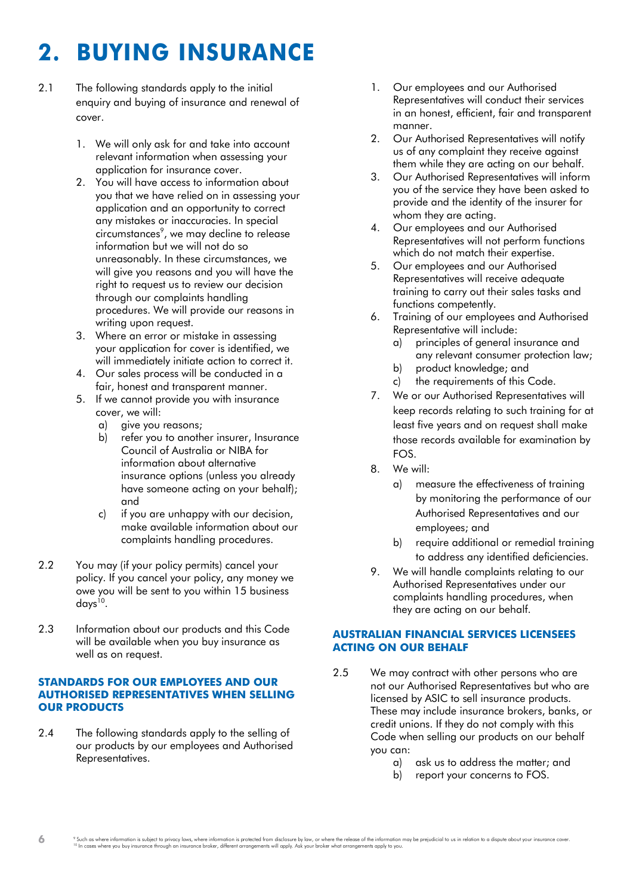# 2. BUYING INSURANCE

2.1 The following standards apply to the initial enquiry and buying of insurance and renewal of cover.

1. We will only ask for and take into account relevant information when assessing your application for insurance cover.
2. You will have access to information about you that we have relied on in assessing your application and an opportunity to correct any mistakes or inaccuracies. In special circumstances[9], we may decline to release information but we will not do so unreasonably. In these circumstances, we will give you reasons and you will have the right to request us to review our decision through our complaints handling procedures. We will provide our reasons in writing upon request.
3. Where an error or mistake in assessing your application for cover is identified, we will immediately initiate action to correct it.
4. Our sales process will be conducted in a fair, honest and transparent manner.
5. If we cannot provide you with insurance cover, we will:
   a) give you reasons;
   b) refer you to another insurer, Insurance Council of Australia or NIBA for information about alternative insurance options (unless you already have someone acting on your behalf); and
   c) if you are unhappy with our decision, make available information about our complaints handling procedures.

2.2 You may (if your policy permits) cancel your policy. If you cancel your policy, any money we owe you will be sent to you within 15 business days[10].

2.3 Information about our products and this Code will be available when you buy insurance as well as on request.

### STANDARDS FOR OUR EMPLOYEES AND OUR AUTHORISED REPRESENTATIVES WHEN SELLING OUR PRODUCTS

2.4 The following standards apply to the selling of our products by our employees and Authorised Representatives.

1. Our employees and our Authorised Representatives will conduct their services in an honest, efficient, fair and transparent manner.
2. Our Authorised Representatives will notify us of any complaint they receive against them while they are acting on our behalf.
3. Our Authorised Representatives will inform you of the service they have been asked to provide and the identity of the insurer for whom they are acting.
4. Our employees and our Authorised Representatives will not perform functions which do not match their expertise.
5. Our employees and our Authorised Representatives will receive adequate training to carry out their sales tasks and functions competently.
6. Training of our employees and Authorised Representative will include:
   a) principles of general insurance and any relevant consumer protection law;
   b) product knowledge; and
   c) the requirements of this Code.
7. We or our Authorised Representatives will keep records relating to such training for at least five years and on request shall make those records available for examination by FOS.
8. We will:
   a) measure the effectiveness of training by monitoring the performance of our Authorised Representatives and our employees; and
   b) require additional or remedial training to address any identified deficiencies.
9. We will handle complaints relating to our Authorised Representatives under our complaints handling procedures, when they are acting on our behalf.

### AUSTRALIAN FINANCIAL SERVICES LICENSEES ACTING ON OUR BEHALF

2.5 We may contract with other persons who are not our Authorised Representatives but who are licensed by ASIC to sell insurance products. These may include insurance brokers, banks, or credit unions. If they do not comply with this Code when selling our products on our behalf you can:

a) ask us to address the matter; and
b) report your concerns to FOS.

[9] Such as where information is subject to privacy laws, where information is protected from disclosure by law, or where the release of the information may be prejudicial to us in relation to a dispute about your insurance cover.
[10] In cases where you buy insurance through an insurance broker, different arrangements will apply. Ask your broker what arrangements apply to you.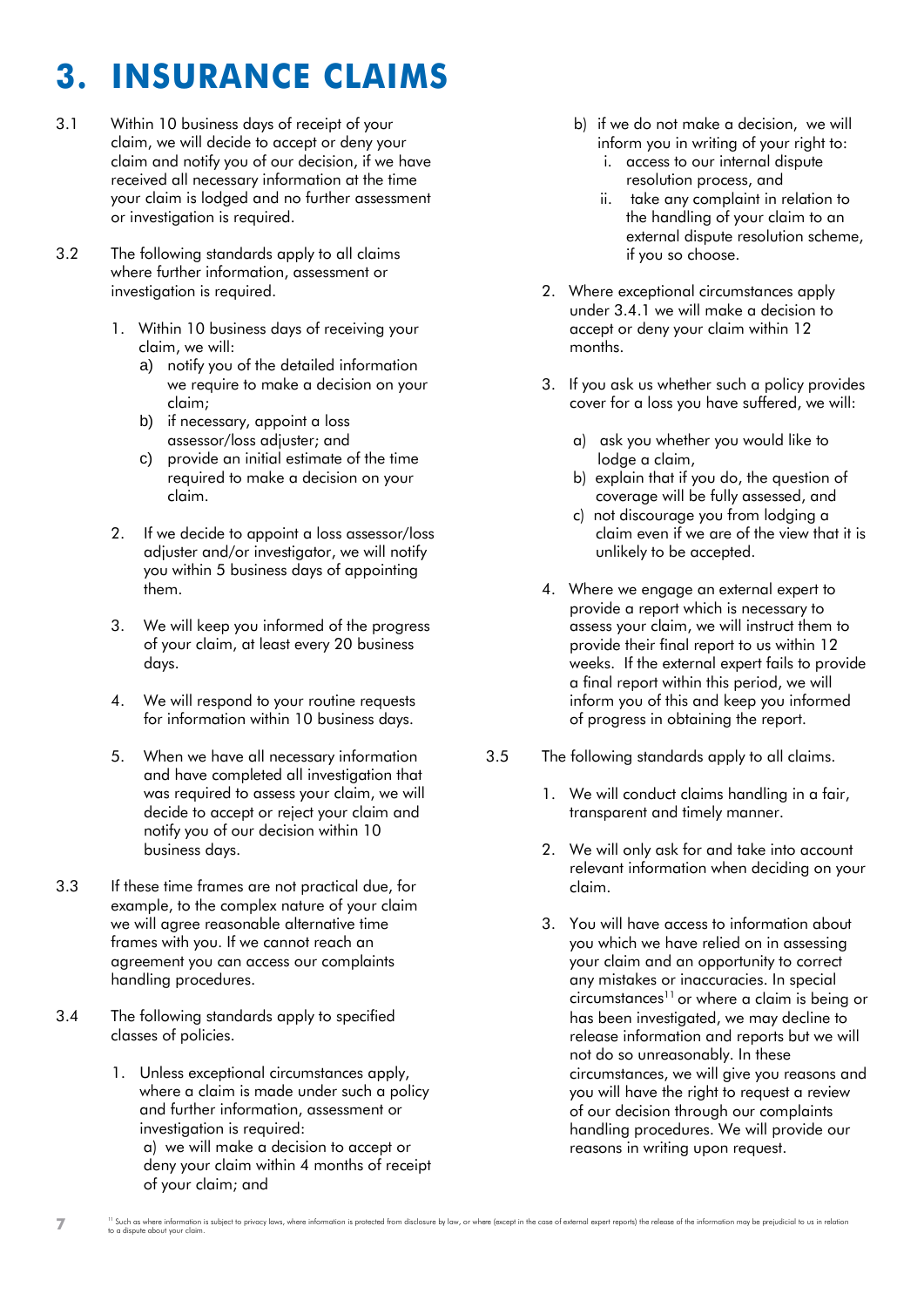# 3. INSURANCE CLAIMS

3.1 Within 10 business days of receipt of your claim, we will decide to accept or deny your claim and notify you of our decision, if we have received all necessary information at the time your claim is lodged and no further assessment or investigation is required.

3.2 The following standards apply to all claims where further information, assessment or investigation is required.

1. Within 10 business days of receiving your claim, we will:
   a) notify you of the detailed information we require to make a decision on your claim;
   b) if necessary, appoint a loss assessor/loss adjuster; and
   c) provide an initial estimate of the time required to make a decision on your claim.

2. If we decide to appoint a loss assessor/loss adjuster and/or investigator, we will notify you within 5 business days of appointing them.

3. We will keep you informed of the progress of your claim, at least every 20 business days.

4. We will respond to your routine requests for information within 10 business days.

5. When we have all necessary information and have completed all investigation that was required to assess your claim, we will decide to accept or reject your claim and notify you of our decision within 10 business days.

3.3 If these time frames are not practical due, for example, to the complex nature of your claim we will agree reasonable alternative time frames with you. If we cannot reach an agreement you can access our complaints handling procedures.

3.4 The following standards apply to specified classes of policies.

1. Unless exceptional circumstances apply, where a claim is made under such a policy and further information, assessment or investigation is required:
   a) we will make a decision to accept or deny your claim within 4 months of receipt of your claim; and
   b) if we do not make a decision, we will inform you in writing of your right to:
      i. access to our internal dispute resolution process, and
      ii. take any complaint in relation to the handling of your claim to an external dispute resolution scheme, if you so choose.

2. Where exceptional circumstances apply under 3.4.1 we will make a decision to accept or deny your claim within 12 months.

3. If you ask us whether such a policy provides cover for a loss you have suffered, we will:
   a) ask you whether you would like to lodge a claim,
   b) explain that if you do, the question of coverage will be fully assessed, and
   c) not discourage you from lodging a claim even if we are of the view that it is unlikely to be accepted.

4. Where we engage an external expert to provide a report which is necessary to assess your claim, we will instruct them to provide their final report to us within 12 weeks. If the external expert fails to provide a final report within this period, we will inform you of this and keep you informed of progress in obtaining the report.

3.5 The following standards apply to all claims.

1. We will conduct claims handling in a fair, transparent and timely manner.

2. We will only ask for and take into account relevant information when deciding on your claim.

3. You will have access to information about you which we have relied on in assessing your claim and an opportunity to correct any mistakes or inaccuracies. In special circumstances[11] or where a claim is being or has been investigated, we may decline to release information and reports but we will not do so unreasonably. In these circumstances, we will give you reasons and you will have the right to request a review of our decision through our complaints handling procedures. We will provide our reasons in writing upon request.

[11] Such as where information is subject to privacy laws, where information is protected from disclosure by law, or where (except in the case of external expert reports) the release of the information may be prejudicial to us in relation to a dispute about your claim.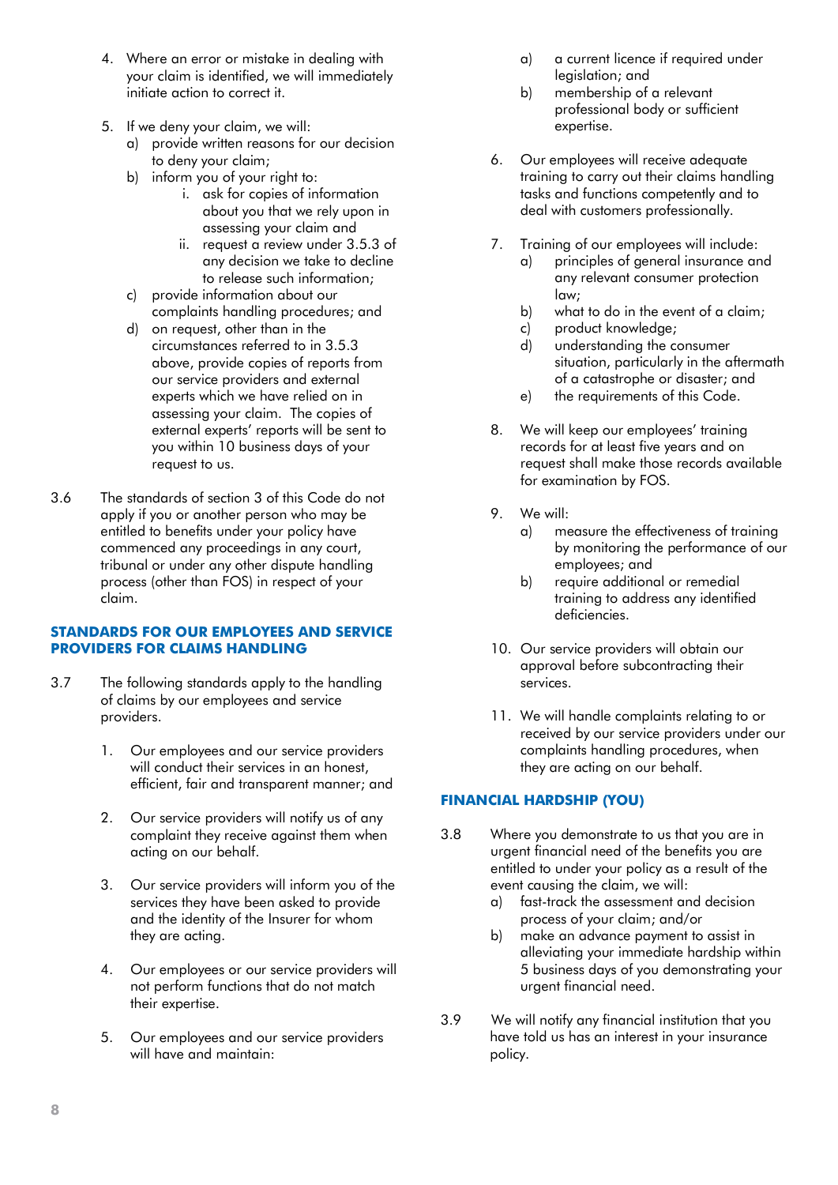4. Where an error or mistake in dealing with your claim is identified, we will immediately initiate action to correct it.

5. If we deny your claim, we will:
   a) provide written reasons for our decision to deny your claim;
   b) inform you of your right to:
      i. ask for copies of information about you that we rely upon in assessing your claim and
      ii. request a review under 3.5.3 of any decision we take to decline to release such information;
   c) provide information about our complaints handling procedures; and
   d) on request, other than in the circumstances referred to in 3.5.3 above, provide copies of reports from our service providers and external experts which we have relied on in assessing your claim. The copies of external experts' reports will be sent to you within 10 business days of your request to us.

3.6 The standards of section 3 of this Code do not apply if you or another person who may be entitled to benefits under your policy have commenced any proceedings in any court, tribunal or under any other dispute handling process (other than FOS) in respect of your claim.

## STANDARDS FOR OUR EMPLOYEES AND SERVICE PROVIDERS FOR CLAIMS HANDLING

3.7 The following standards apply to the handling of claims by our employees and service providers.

1. Our employees and our service providers will conduct their services in an honest, efficient, fair and transparent manner; and

2. Our service providers will notify us of any complaint they receive against them when acting on our behalf.

3. Our service providers will inform you of the services they have been asked to provide and the identity of the Insurer for whom they are acting.

4. Our employees or our service providers will not perform functions that do not match their expertise.

5. Our employees and our service providers will have and maintain:
   a) a current licence if required under legislation; and
   b) membership of a relevant professional body or sufficient expertise.

6. Our employees will receive adequate training to carry out their claims handling tasks and functions competently and to deal with customers professionally.

7. Training of our employees will include:
   a) principles of general insurance and any relevant consumer protection law;
   b) what to do in the event of a claim;
   c) product knowledge;
   d) understanding the consumer situation, particularly in the aftermath of a catastrophe or disaster; and
   e) the requirements of this Code.

8. We will keep our employees' training records for at least five years and on request shall make those records available for examination by FOS.

9. We will:
   a) measure the effectiveness of training by monitoring the performance of our employees; and
   b) require additional or remedial training to address any identified deficiencies.

10. Our service providers will obtain our approval before subcontracting their services.

11. We will handle complaints relating to or received by our service providers under our complaints handling procedures, when they are acting on our behalf.

## FINANCIAL HARDSHIP (YOU)

3.8 Where you demonstrate to us that you are in urgent financial need of the benefits you are entitled to under your policy as a result of the event causing the claim, we will:
   a) fast-track the assessment and decision process of your claim; and/or
   b) make an advance payment to assist in alleviating your immediate hardship within 5 business days of you demonstrating your urgent financial need.

3.9 We will notify any financial institution that you have told us has an interest in your insurance policy.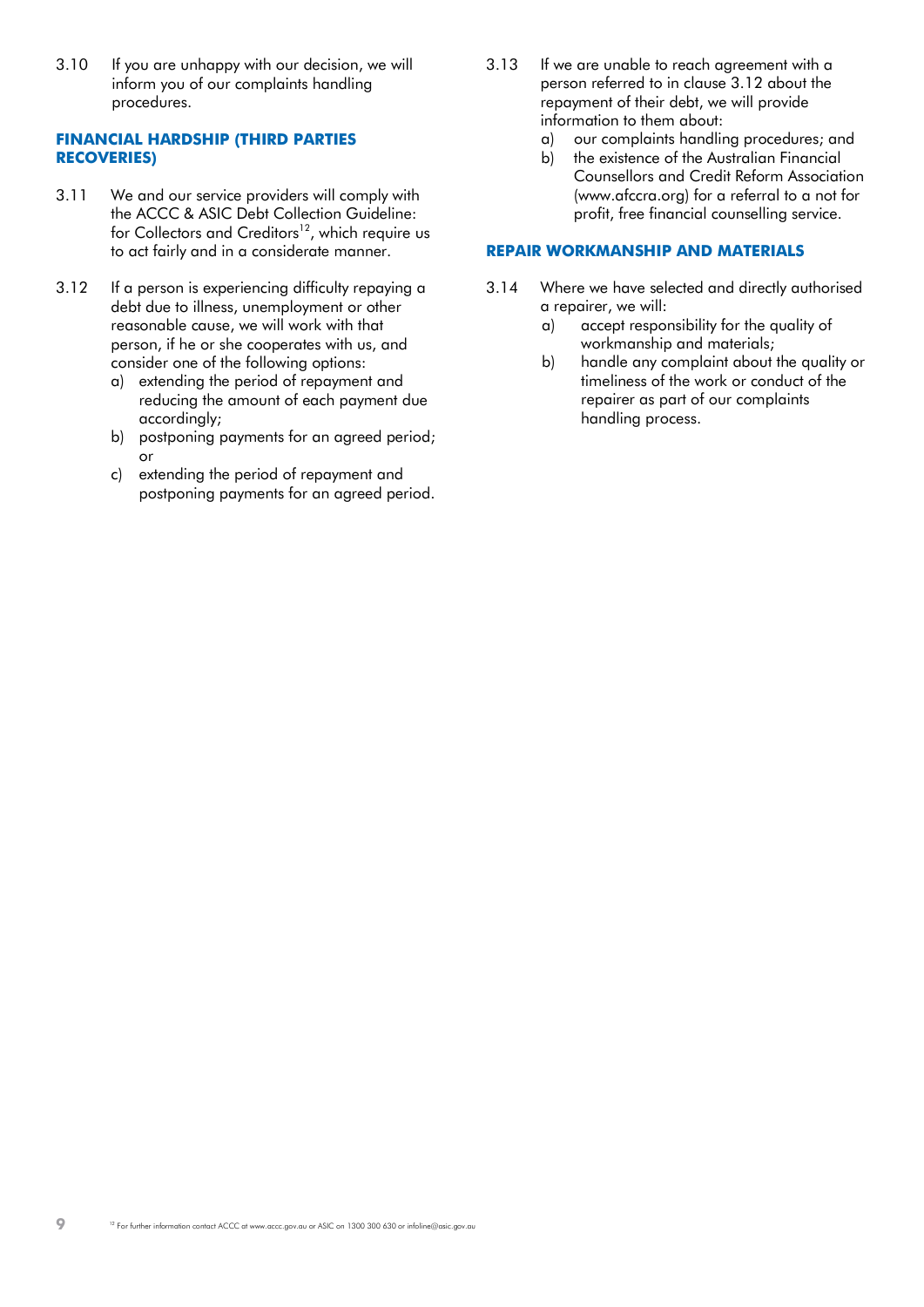3.10 If you are unhappy with our decision, we will inform you of our complaints handling procedures.

## FINANCIAL HARDSHIP (THIRD PARTIES RECOVERIES)

3.11 We and our service providers will comply with the ACCC & ASIC Debt Collection Guideline: for Collectors and Creditors[12], which require us to act fairly and in a considerate manner.

3.12 If a person is experiencing difficulty repaying a debt due to illness, unemployment or other reasonable cause, we will work with that person, if he or she cooperates with us, and consider one of the following options:

a) extending the period of repayment and reducing the amount of each payment due accordingly;
b) postponing payments for an agreed period; or
c) extending the period of repayment and postponing payments for an agreed period.

3.13 If we are unable to reach agreement with a person referred to in clause 3.12 about the repayment of their debt, we will provide information to them about:

a) our complaints handling procedures; and
b) the existence of the Australian Financial Counsellors and Credit Reform Association (www.afccra.org) for a referral to a not for profit, free financial counselling service.

## REPAIR WORKMANSHIP AND MATERIALS

3.14 Where we have selected and directly authorised a repairer, we will:

a) accept responsibility for the quality of workmanship and materials;
b) handle any complaint about the quality or timeliness of the work or conduct of the repairer as part of our complaints handling process.

[12] For further information contact ACCC at www.accc.gov.au or ASIC on 1300 300 630 or infoline@asic.gov.au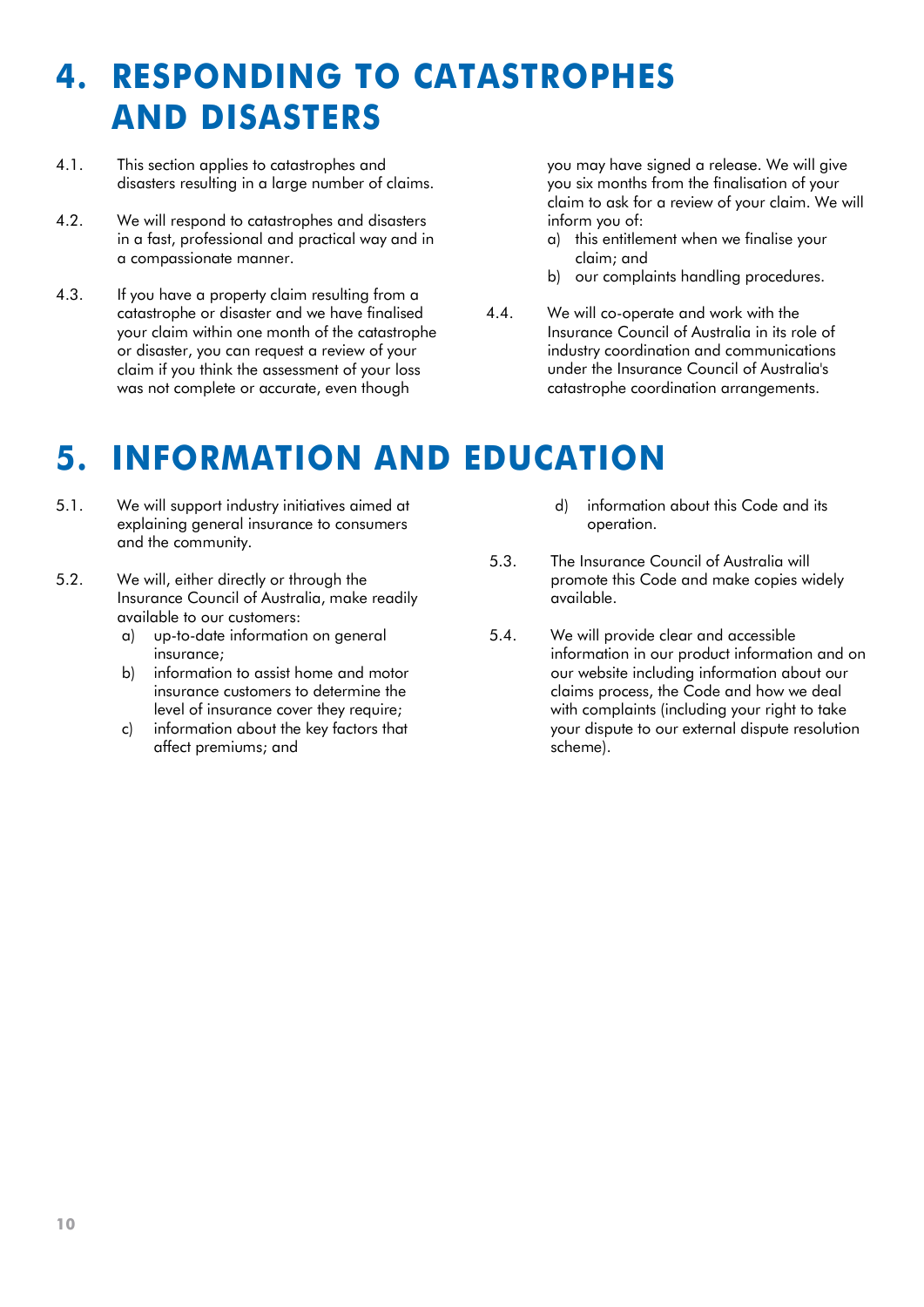# 4. RESPONDING TO CATASTROPHES AND DISASTERS

4.1. This section applies to catastrophes and disasters resulting in a large number of claims.

4.2. We will respond to catastrophes and disasters in a fast, professional and practical way and in a compassionate manner.

4.3. If you have a property claim resulting from a catastrophe or disaster and we have finalised your claim within one month of the catastrophe or disaster, you can request a review of your claim if you think the assessment of your loss was not complete or accurate, even though you may have signed a release. We will give you six months from the finalisation of your claim to ask for a review of your claim. We will inform you of:

a) this entitlement when we finalise your claim; and
b) our complaints handling procedures.

4.4. We will co-operate and work with the Insurance Council of Australia in its role of industry coordination and communications under the Insurance Council of Australia's catastrophe coordination arrangements.

# 5. INFORMATION AND EDUCATION

5.1. We will support industry initiatives aimed at explaining general insurance to consumers and the community.

5.2. We will, either directly or through the Insurance Council of Australia, make readily available to our customers:

a) up-to-date information on general insurance;
b) information to assist home and motor insurance customers to determine the level of insurance cover they require;
c) information about the key factors that affect premiums; and
d) information about this Code and its operation.

5.3. The Insurance Council of Australia will promote this Code and make copies widely available.

5.4. We will provide clear and accessible information in our product information and on our website including information about our claims process, the Code and how we deal with complaints (including your right to take your dispute to our external dispute resolution scheme).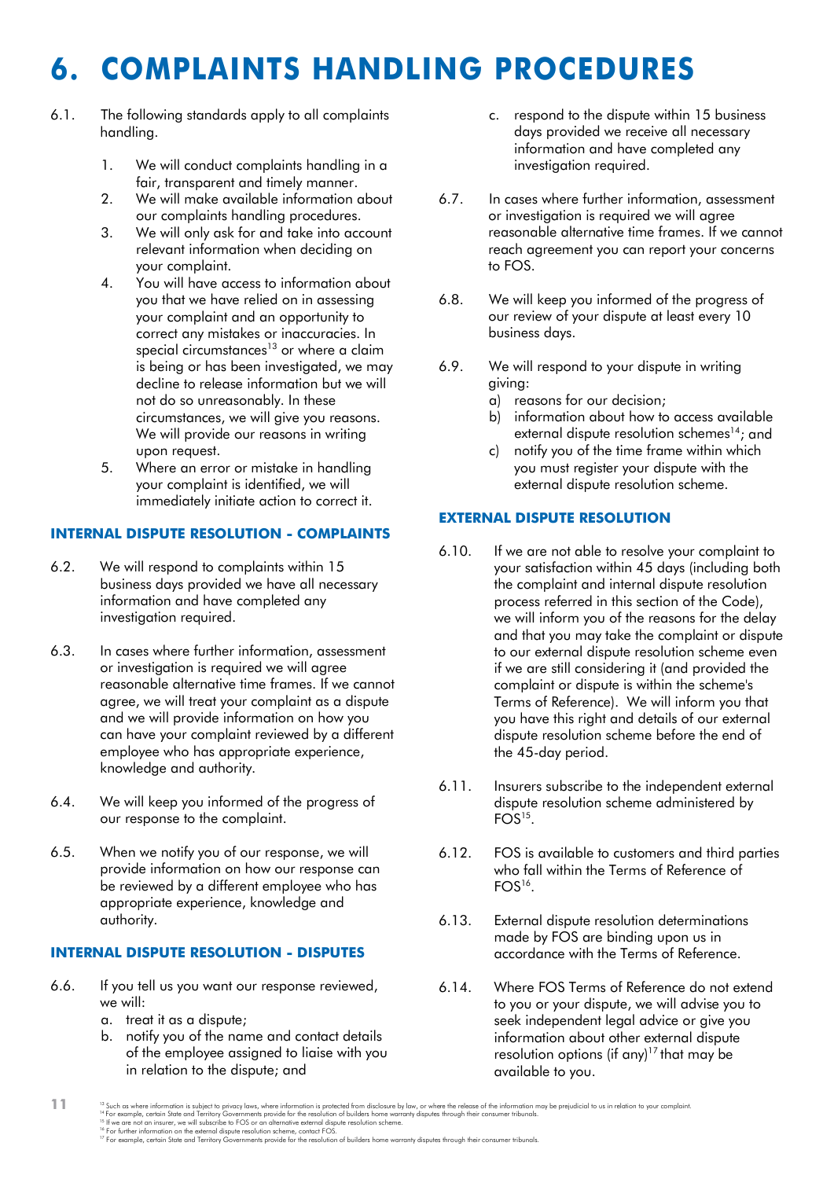# 6. COMPLAINTS HANDLING PROCEDURES

6.1. The following standards apply to all complaints handling.

1. We will conduct complaints handling in a fair, transparent and timely manner.
2. We will make available information about our complaints handling procedures.
3. We will only ask for and take into account relevant information when deciding on your complaint.
4. You will have access to information about you that we have relied on in assessing your complaint and an opportunity to correct any mistakes or inaccuracies. In special circumstances[13] or where a claim is being or has been investigated, we may decline to release information but we will not do so unreasonably. In these circumstances, we will give you reasons. We will provide our reasons in writing upon request.
5. Where an error or mistake in handling your complaint is identified, we will immediately initiate action to correct it.

### INTERNAL DISPUTE RESOLUTION - COMPLAINTS

6.2. We will respond to complaints within 15 business days provided we have all necessary information and have completed any investigation required.

6.3. In cases where further information, assessment or investigation is required we will agree reasonable alternative time frames. If we cannot agree, we will treat your complaint as a dispute and we will provide information on how you can have your complaint reviewed by a different employee who has appropriate experience, knowledge and authority.

6.4. We will keep you informed of the progress of our response to the complaint.

6.5. When we notify you of our response, we will provide information on how our response can be reviewed by a different employee who has appropriate experience, knowledge and authority.

### INTERNAL DISPUTE RESOLUTION - DISPUTES

6.6. If you tell us you want our response reviewed, we will:

a. treat it as a dispute;
b. notify you of the name and contact details of the employee assigned to liaise with you in relation to the dispute; and
c. respond to the dispute within 15 business days provided we receive all necessary information and have completed any investigation required.

6.7. In cases where further information, assessment or investigation is required we will agree reasonable alternative time frames. If we cannot reach agreement you can report your concerns to FOS.

6.8. We will keep you informed of the progress of our review of your dispute at least every 10 business days.

6.9. We will respond to your dispute in writing giving:

a) reasons for our decision;
b) information about how to access available external dispute resolution schemes[14]; and
c) notify you of the time frame within which you must register your dispute with the external dispute resolution scheme.

### EXTERNAL DISPUTE RESOLUTION

6.10. If we are not able to resolve your complaint to your satisfaction within 45 days (including both the complaint and internal dispute resolution process referred in this section of the Code), we will inform you of the reasons for the delay and that you may take the complaint or dispute to our external dispute resolution scheme even if we are still considering it (and provided the complaint or dispute is within the scheme's Terms of Reference). We will inform you that you have this right and details of our external dispute resolution scheme before the end of the 45-day period.

6.11. Insurers subscribe to the independent external dispute resolution scheme administered by FOS[15].

6.12. FOS is available to customers and third parties who fall within the Terms of Reference of FOS[16].

6.13. External dispute resolution determinations made by FOS are binding upon us in accordance with the Terms of Reference.

6.14. Where FOS Terms of Reference do not extend to you or your dispute, we will advise you to seek independent legal advice or give you information about other external dispute resolution options (if any)[17] that may be available to you.

[13] Such as where information is subject to privacy laws, where information is protected from disclosure by law, or where the release of the information may be prejudicial to us in relation to your complaint.
[14] For example, certain State and Territory Governments provide for the resolution of builders home warranty disputes through their consumer tribunals.
[15] If we are not an insurer, we will subscribe to FOS or an alternative external dispute resolution scheme.
[16] For further information on the external dispute resolution scheme, contact FOS.
[17] For example, certain State and Territory Governments provide for the resolution of builders home warranty disputes through their consumer tribunals.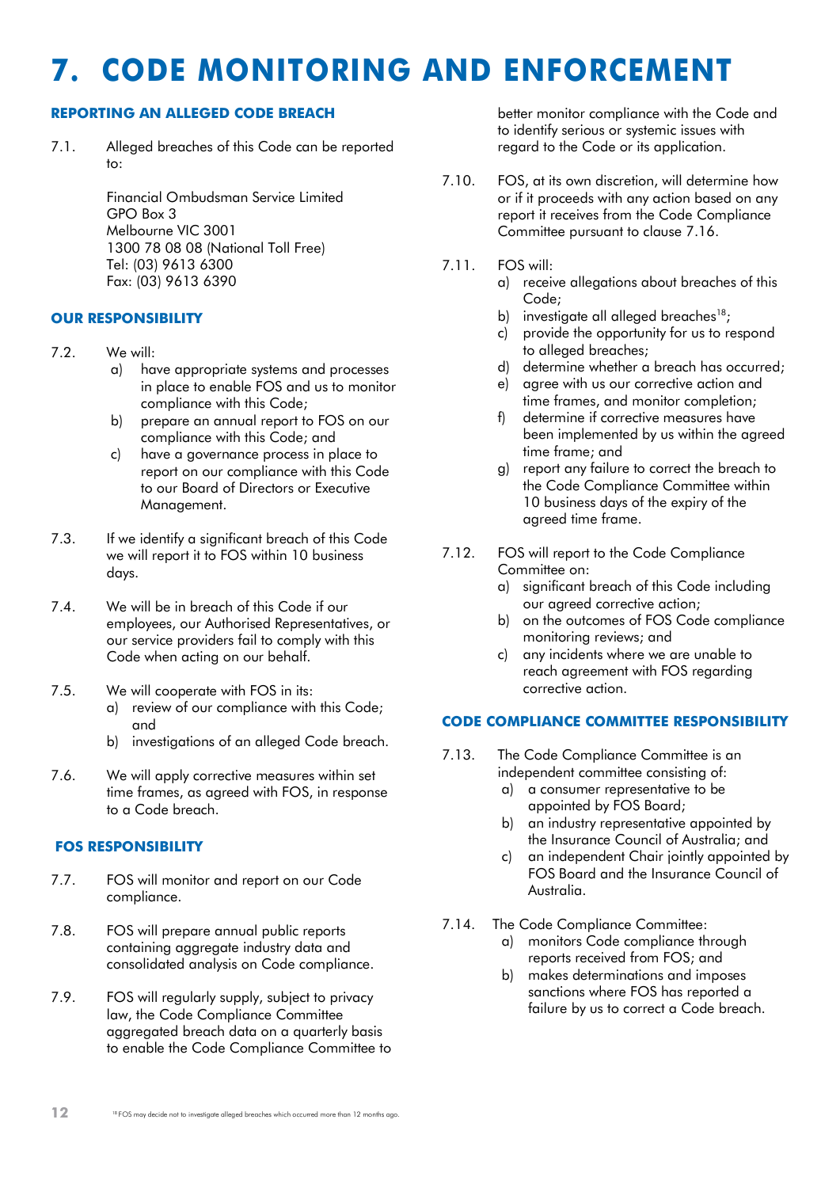# 7. CODE MONITORING AND ENFORCEMENT

### REPORTING AN ALLEGED CODE BREACH

7.1. Alleged breaches of this Code can be reported to:

Financial Ombudsman Service Limited
GPO Box 3
Melbourne VIC 3001
1300 78 08 08 (National Toll Free)
Tel: (03) 9613 6300
Fax: (03) 9613 6390

### OUR RESPONSIBILITY

7.2. We will:

a) have appropriate systems and processes in place to enable FOS and us to monitor compliance with this Code;
b) prepare an annual report to FOS on our compliance with this Code; and
c) have a governance process in place to report on our compliance with this Code to our Board of Directors or Executive Management.

7.3. If we identify a significant breach of this Code we will report it to FOS within 10 business days.

7.4. We will be in breach of this Code if our employees, our Authorised Representatives, or our service providers fail to comply with this Code when acting on our behalf.

7.5. We will cooperate with FOS in its:

a) review of our compliance with this Code; and
b) investigations of an alleged Code breach.

7.6. We will apply corrective measures within set time frames, as agreed with FOS, in response to a Code breach.

### FOS RESPONSIBILITY

7.7. FOS will monitor and report on our Code compliance.

7.8. FOS will prepare annual public reports containing aggregate industry data and consolidated analysis on Code compliance.

7.9. FOS will regularly supply, subject to privacy law, the Code Compliance Committee aggregated breach data on a quarterly basis to enable the Code Compliance Committee to better monitor compliance with the Code and to identify serious or systemic issues with regard to the Code or its application.

7.10. FOS, at its own discretion, will determine how or if it proceeds with any action based on any report it receives from the Code Compliance Committee pursuant to clause 7.16.

7.11. FOS will:

a) receive allegations about breaches of this Code;
b) investigate all alleged breaches[18];
c) provide the opportunity for us to respond to alleged breaches;
d) determine whether a breach has occurred;
e) agree with us our corrective action and time frames, and monitor completion;
f) determine if corrective measures have been implemented by us within the agreed time frame; and
g) report any failure to correct the breach to the Code Compliance Committee within 10 business days of the expiry of the agreed time frame.

7.12. FOS will report to the Code Compliance Committee on:

a) significant breach of this Code including our agreed corrective action;
b) on the outcomes of FOS Code compliance monitoring reviews; and
c) any incidents where we are unable to reach agreement with FOS regarding corrective action.

### CODE COMPLIANCE COMMITTEE RESPONSIBILITY

7.13. The Code Compliance Committee is an independent committee consisting of:

a) a consumer representative to be appointed by FOS Board;
b) an industry representative appointed by the Insurance Council of Australia; and
c) an independent Chair jointly appointed by FOS Board and the Insurance Council of Australia.

7.14. The Code Compliance Committee:

a) monitors Code compliance through reports received from FOS; and
b) makes determinations and imposes sanctions where FOS has reported a failure by us to correct a Code breach.

[18] FOS may decide not to investigate alleged breaches which occurred more than 12 months ago.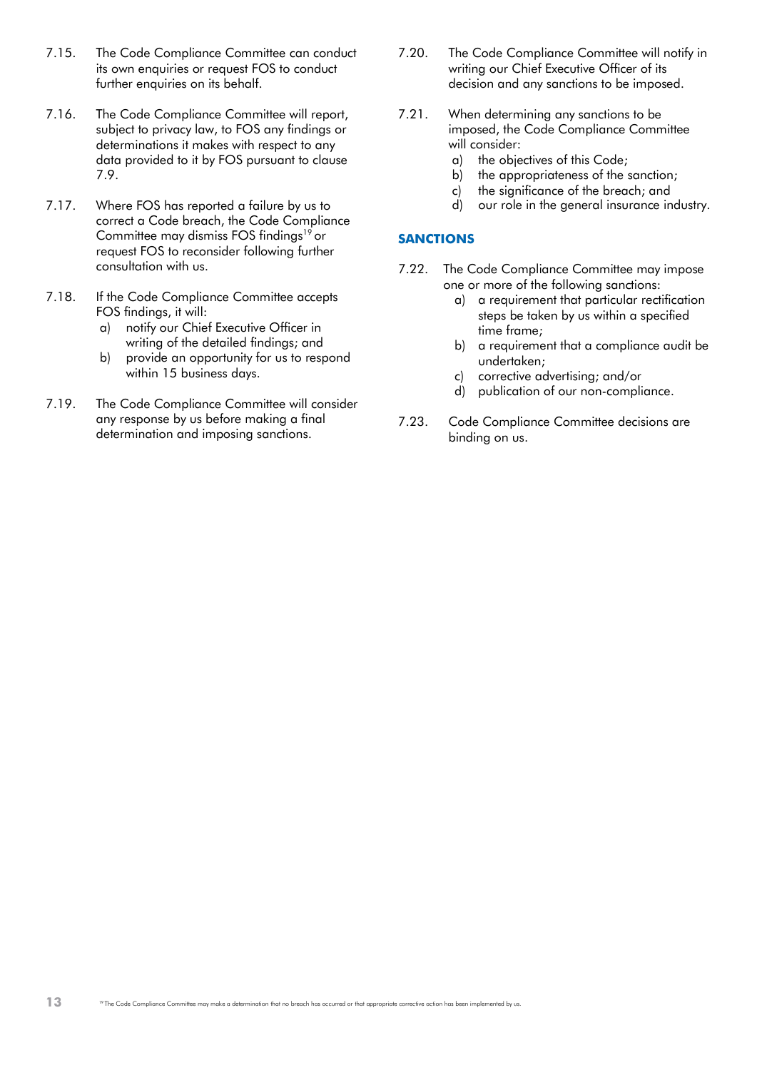7.15. The Code Compliance Committee can conduct its own enquiries or request FOS to conduct further enquiries on its behalf.

7.16. The Code Compliance Committee will report, subject to privacy law, to FOS any findings or determinations it makes with respect to any data provided to it by FOS pursuant to clause 7.9.

7.17. Where FOS has reported a failure by us to correct a Code breach, the Code Compliance Committee may dismiss FOS findings[19] or request FOS to reconsider following further consultation with us.

7.18. If the Code Compliance Committee accepts FOS findings, it will:

a) notify our Chief Executive Officer in writing of the detailed findings; and
b) provide an opportunity for us to respond within 15 business days.

7.19. The Code Compliance Committee will consider any response by us before making a final determination and imposing sanctions.

7.20. The Code Compliance Committee will notify in writing our Chief Executive Officer of its decision and any sanctions to be imposed.

7.21. When determining any sanctions to be imposed, the Code Compliance Committee will consider:

a) the objectives of this Code;
b) the appropriateness of the sanction;
c) the significance of the breach; and
d) our role in the general insurance industry.

## SANCTIONS

7.22. The Code Compliance Committee may impose one or more of the following sanctions:

a) a requirement that particular rectification steps be taken by us within a specified time frame;
b) a requirement that a compliance audit be undertaken;
c) corrective advertising; and/or
d) publication of our non-compliance.

7.23. Code Compliance Committee decisions are binding on us.

[19] The Code Compliance Committee may make a determination that no breach has occurred or that appropriate corrective action has been implemented by us.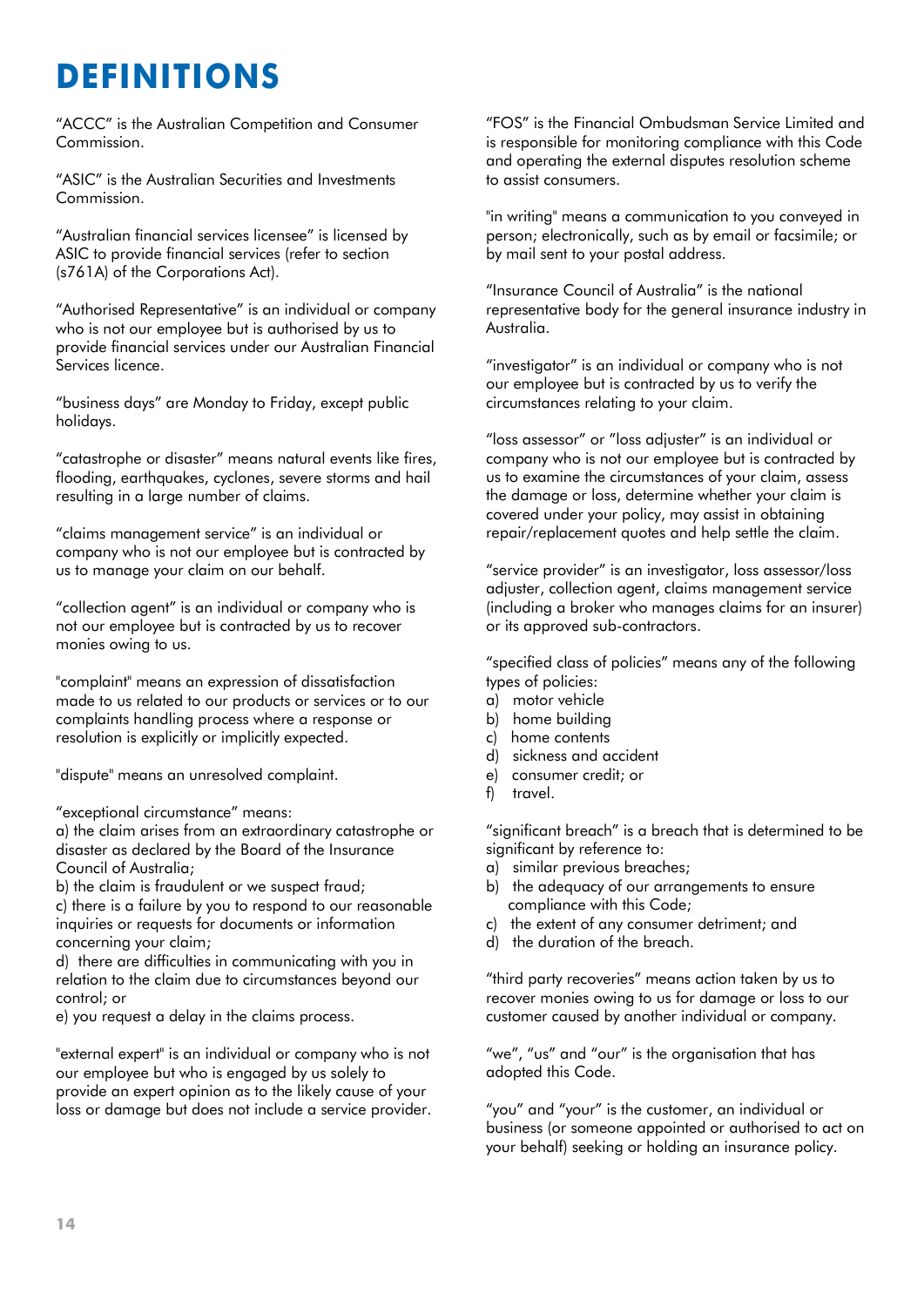# DEFINITIONS

"ACCC" is the Australian Competition and Consumer Commission.

"ASIC" is the Australian Securities and Investments Commission.

"Australian financial services licensee" is licensed by ASIC to provide financial services (refer to section (s761A) of the Corporations Act).

"Authorised Representative" is an individual or company who is not our employee but is authorised by us to provide financial services under our Australian Financial Services licence.

"business days" are Monday to Friday, except public holidays.

"catastrophe or disaster" means natural events like fires, flooding, earthquakes, cyclones, severe storms and hail resulting in a large number of claims.

"claims management service" is an individual or company who is not our employee but is contracted by us to manage your claim on our behalf.

"collection agent" is an individual or company who is not our employee but is contracted by us to recover monies owing to us.

"complaint" means an expression of dissatisfaction made to us related to our products or services or to our complaints handling process where a response or resolution is explicitly or implicitly expected.

"dispute" means an unresolved complaint.

"exceptional circumstance" means:
a) the claim arises from an extraordinary catastrophe or disaster as declared by the Board of the Insurance Council of Australia;
b) the claim is fraudulent or we suspect fraud;
c) there is a failure by you to respond to our reasonable inquiries or requests for documents or information concerning your claim;
d) there are difficulties in communicating with you in relation to the claim due to circumstances beyond our control; or
e) you request a delay in the claims process.

"external expert" is an individual or company who is not our employee but who is engaged by us solely to provide an expert opinion as to the likely cause of your loss or damage but does not include a service provider.

"FOS" is the Financial Ombudsman Service Limited and is responsible for monitoring compliance with this Code and operating the external disputes resolution scheme to assist consumers.

"in writing" means a communication to you conveyed in person; electronically, such as by email or facsimile; or by mail sent to your postal address.

"Insurance Council of Australia" is the national representative body for the general insurance industry in Australia.

"investigator" is an individual or company who is not our employee but is contracted by us to verify the circumstances relating to your claim.

"loss assessor" or "loss adjuster" is an individual or company who is not our employee but is contracted by us to examine the circumstances of your claim, assess the damage or loss, determine whether your claim is covered under your policy, may assist in obtaining repair/replacement quotes and help settle the claim.

"service provider" is an investigator, loss assessor/loss adjuster, collection agent, claims management service (including a broker who manages claims for an insurer) or its approved sub-contractors.

"specified class of policies" means any of the following types of policies:
a) motor vehicle
b) home building
c) home contents
d) sickness and accident
e) consumer credit; or
f) travel.

"significant breach" is a breach that is determined to be significant by reference to:
a) similar previous breaches;
b) the adequacy of our arrangements to ensure compliance with this Code;
c) the extent of any consumer detriment; and
d) the duration of the breach.

"third party recoveries" means action taken by us to recover monies owing to us for damage or loss to our customer caused by another individual or company.

"we", "us" and "our" is the organisation that has adopted this Code.

"you" and "your" is the customer, an individual or business (or someone appointed or authorised to act on your behalf) seeking or holding an insurance policy.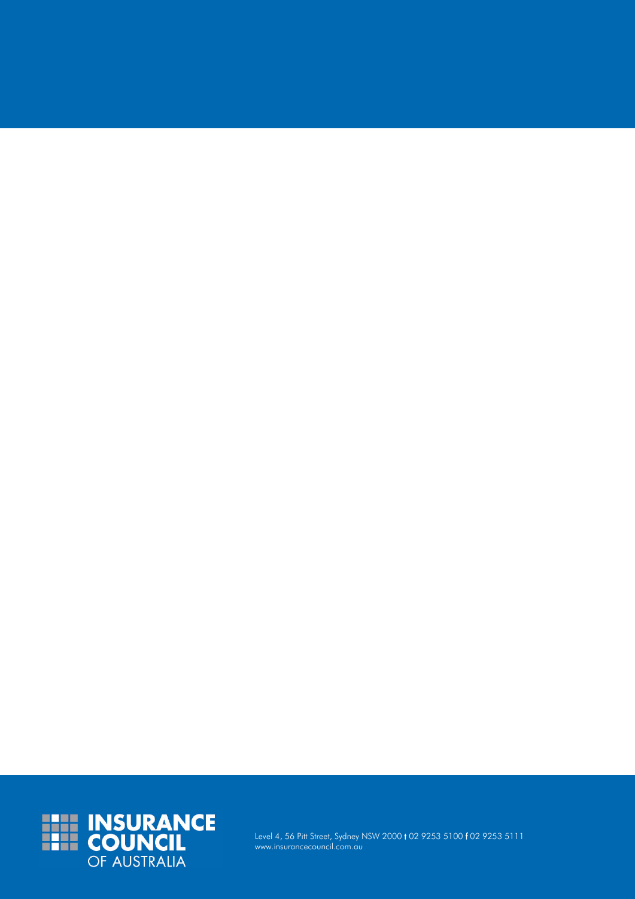INSURANCE COUNCIL OF AUSTRALIA

Level 4, 56 Pitt Street, Sydney NSW 2000 t 02 9253 5100 f 02 9253 5111
www.insurancecouncil.com.au